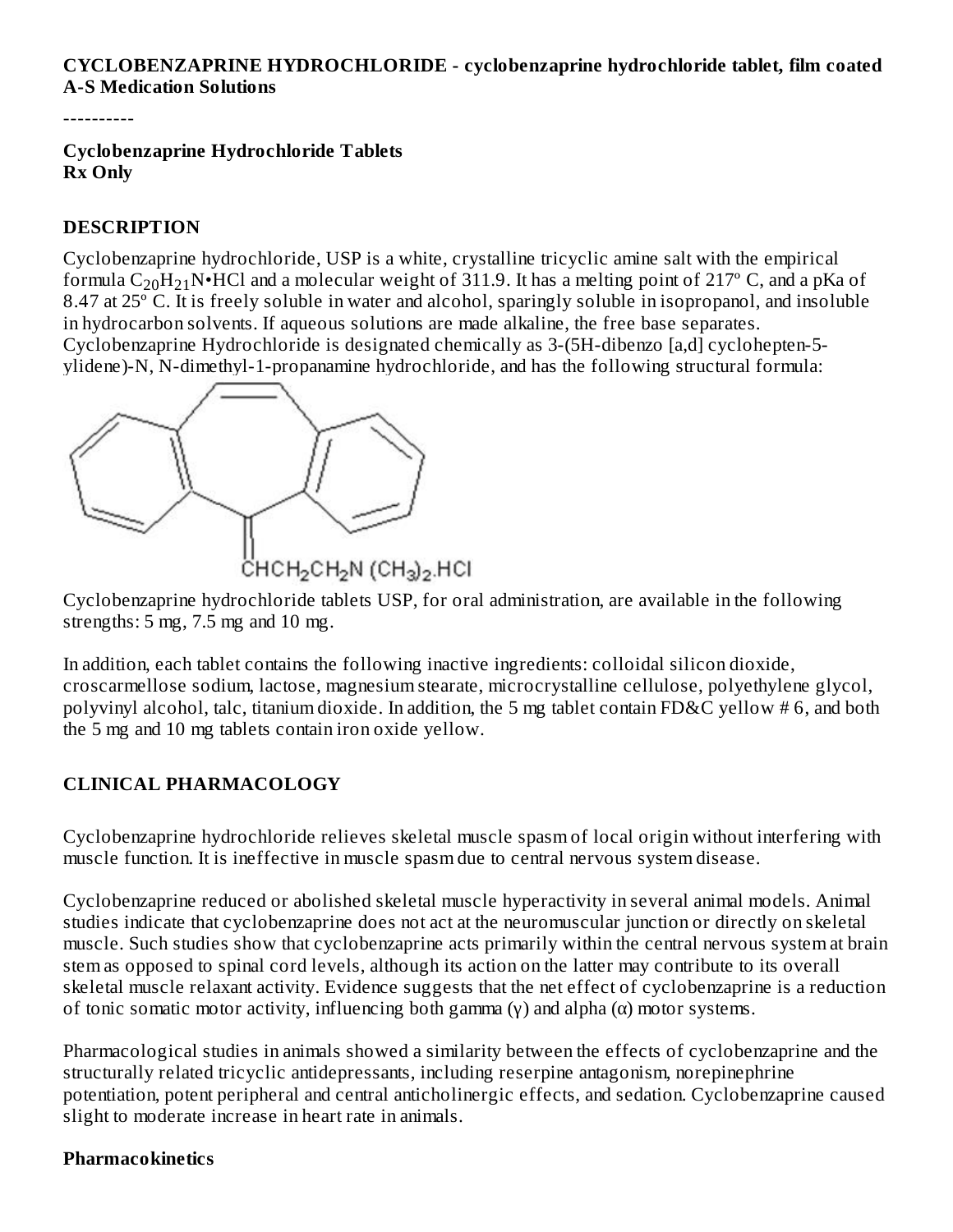**CYCLOBENZAPRINE HYDROCHLORIDE - cyclobenzaprine hydrochloride tablet, film coated**
**A-S Medication Solutions**

----------

**Cyclobenzaprine Hydrochloride Tablets**
**Rx Only**

## DESCRIPTION

Cyclobenzaprine hydrochloride, USP is a white, crystalline tricyclic amine salt with the empirical formula $C_{20}H_{21}N \cdot HCl$ and a molecular weight of 311.9. It has a melting point of 217º C, and a pKa of 8.47 at 25º C. It is freely soluble in water and alcohol, sparingly soluble in isopropanol, and insoluble in hydrocarbon solvents. If aqueous solutions are made alkaline, the free base separates. Cyclobenzaprine Hydrochloride is designated chemically as 3-(5H-dibenzo [a,d] cyclohepten-5-ylidene)-N, N-dimethyl-1-propanamine hydrochloride, and has the following structural formula:

$CHCH_2CH_2N(CH_3)_2 \cdot HCl$

Cyclobenzaprine hydrochloride tablets USP, for oral administration, are available in the following strengths: 5 mg, 7.5 mg and 10 mg.

In addition, each tablet contains the following inactive ingredients: colloidal silicon dioxide, croscarmellose sodium, lactose, magnesium stearate, microcrystalline cellulose, polyethylene glycol, polyvinyl alcohol, talc, titanium dioxide. In addition, the 5 mg tablet contain FD&C yellow # 6, and both the 5 mg and 10 mg tablets contain iron oxide yellow.

## CLINICAL PHARMACOLOGY

Cyclobenzaprine hydrochloride relieves skeletal muscle spasm of local origin without interfering with muscle function. It is ineffective in muscle spasm due to central nervous system disease.

Cyclobenzaprine reduced or abolished skeletal muscle hyperactivity in several animal models. Animal studies indicate that cyclobenzaprine does not act at the neuromuscular junction or directly on skeletal muscle. Such studies show that cyclobenzaprine acts primarily within the central nervous system at brain stem as opposed to spinal cord levels, although its action on the latter may contribute to its overall skeletal muscle relaxant activity. Evidence suggests that the net effect of cyclobenzaprine is a reduction of tonic somatic motor activity, influencing both gamma (γ) and alpha (α) motor systems.

Pharmacological studies in animals showed a similarity between the effects of cyclobenzaprine and the structurally related tricyclic antidepressants, including reserpine antagonism, norepinephrine potentiation, potent peripheral and central anticholinergic effects, and sedation. Cyclobenzaprine caused slight to moderate increase in heart rate in animals.

### Pharmacokinetics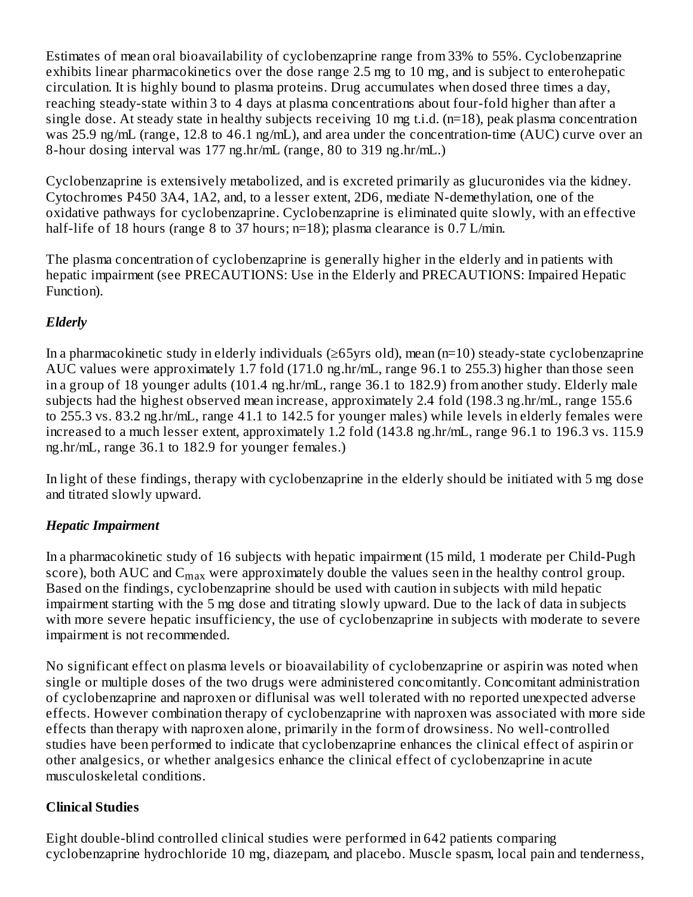Estimates of mean oral bioavailability of cyclobenzaprine range from 33% to 55%. Cyclobenzaprine exhibits linear pharmacokinetics over the dose range 2.5 mg to 10 mg, and is subject to enterohepatic circulation. It is highly bound to plasma proteins. Drug accumulates when dosed three times a day, reaching steady-state within 3 to 4 days at plasma concentrations about four-fold higher than after a single dose. At steady state in healthy subjects receiving 10 mg t.i.d. (n=18), peak plasma concentration was 25.9 ng/mL (range, 12.8 to 46.1 ng/mL), and area under the concentration-time (AUC) curve over an 8-hour dosing interval was 177 ng.hr/mL (range, 80 to 319 ng.hr/mL.)

Cyclobenzaprine is extensively metabolized, and is excreted primarily as glucuronides via the kidney. Cytochromes P450 3A4, 1A2, and, to a lesser extent, 2D6, mediate N-demethylation, one of the oxidative pathways for cyclobenzaprine. Cyclobenzaprine is eliminated quite slowly, with an effective half-life of 18 hours (range 8 to 37 hours; n=18); plasma clearance is 0.7 L/min.

The plasma concentration of cyclobenzaprine is generally higher in the elderly and in patients with hepatic impairment (see PRECAUTIONS: Use in the Elderly and PRECAUTIONS: Impaired Hepatic Function).

### *Elderly*

In a pharmacokinetic study in elderly individuals (≥65yrs old), mean (n=10) steady-state cyclobenzaprine AUC values were approximately 1.7 fold (171.0 ng.hr/mL, range 96.1 to 255.3) higher than those seen in a group of 18 younger adults (101.4 ng.hr/mL, range 36.1 to 182.9) from another study. Elderly male subjects had the highest observed mean increase, approximately 2.4 fold (198.3 ng.hr/mL, range 155.6 to 255.3 vs. 83.2 ng.hr/mL, range 41.1 to 142.5 for younger males) while levels in elderly females were increased to a much lesser extent, approximately 1.2 fold (143.8 ng.hr/mL, range 96.1 to 196.3 vs. 115.9 ng.hr/mL, range 36.1 to 182.9 for younger females.)

In light of these findings, therapy with cyclobenzaprine in the elderly should be initiated with 5 mg dose and titrated slowly upward.

### *Hepatic Impairment*

In a pharmacokinetic study of 16 subjects with hepatic impairment (15 mild, 1 moderate per Child-Pugh score), both AUC and $C_{max}$ were approximately double the values seen in the healthy control group. Based on the findings, cyclobenzaprine should be used with caution in subjects with mild hepatic impairment starting with the 5 mg dose and titrating slowly upward. Due to the lack of data in subjects with more severe hepatic insufficiency, the use of cyclobenzaprine in subjects with moderate to severe impairment is not recommended.

No significant effect on plasma levels or bioavailability of cyclobenzaprine or aspirin was noted when single or multiple doses of the two drugs were administered concomitantly. Concomitant administration of cyclobenzaprine and naproxen or diflunisal was well tolerated with no reported unexpected adverse effects. However combination therapy of cyclobenzaprine with naproxen was associated with more side effects than therapy with naproxen alone, primarily in the form of drowsiness. No well-controlled studies have been performed to indicate that cyclobenzaprine enhances the clinical effect of aspirin or other analgesics, or whether analgesics enhance the clinical effect of cyclobenzaprine in acute musculoskeletal conditions.

## Clinical Studies

Eight double-blind controlled clinical studies were performed in 642 patients comparing cyclobenzaprine hydrochloride 10 mg, diazepam, and placebo. Muscle spasm, local pain and tenderness,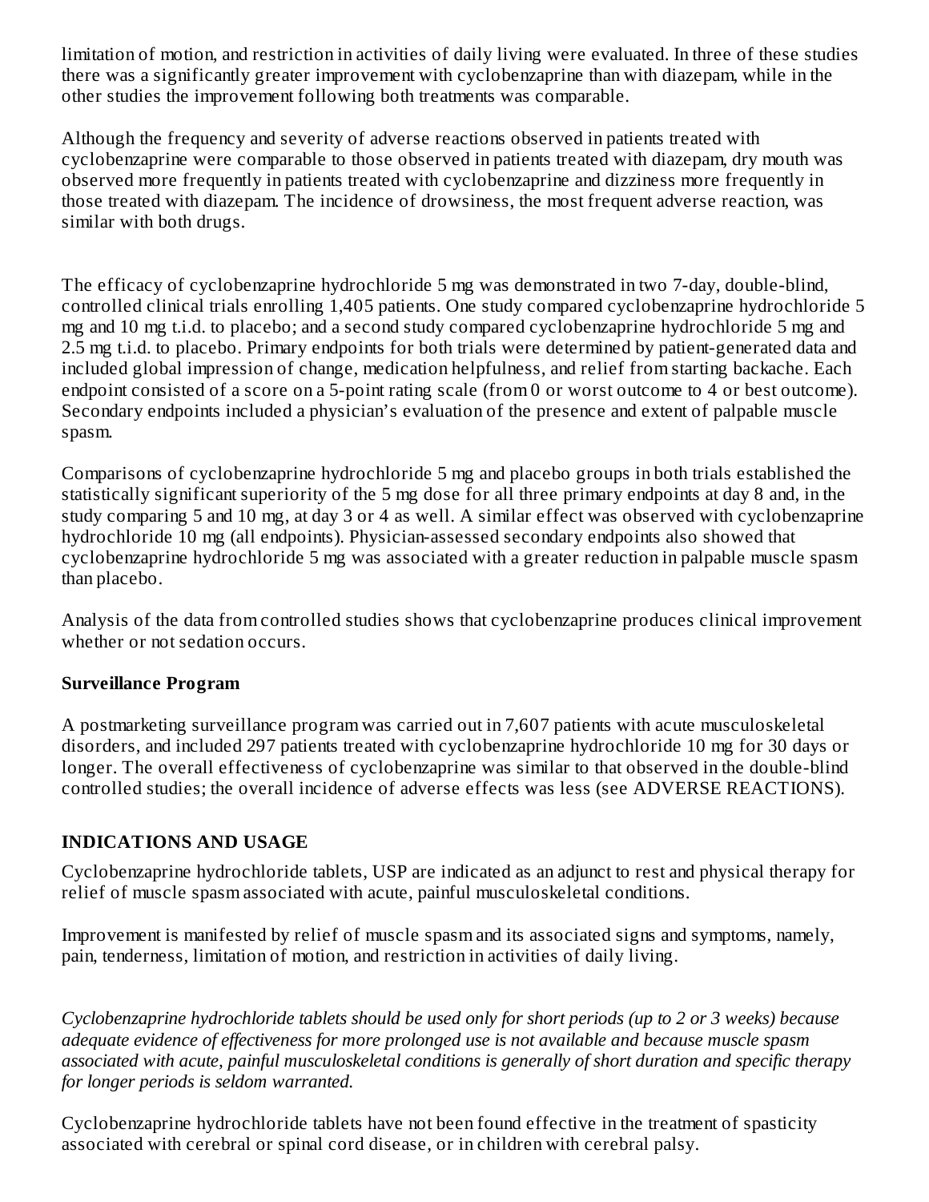limitation of motion, and restriction in activities of daily living were evaluated. In three of these studies there was a significantly greater improvement with cyclobenzaprine than with diazepam, while in the other studies the improvement following both treatments was comparable.

Although the frequency and severity of adverse reactions observed in patients treated with cyclobenzaprine were comparable to those observed in patients treated with diazepam, dry mouth was observed more frequently in patients treated with cyclobenzaprine and dizziness more frequently in those treated with diazepam. The incidence of drowsiness, the most frequent adverse reaction, was similar with both drugs.

The efficacy of cyclobenzaprine hydrochloride 5 mg was demonstrated in two 7-day, double-blind, controlled clinical trials enrolling 1,405 patients. One study compared cyclobenzaprine hydrochloride 5 mg and 10 mg t.i.d. to placebo; and a second study compared cyclobenzaprine hydrochloride 5 mg and 2.5 mg t.i.d. to placebo. Primary endpoints for both trials were determined by patient-generated data and included global impression of change, medication helpfulness, and relief from starting backache. Each endpoint consisted of a score on a 5-point rating scale (from 0 or worst outcome to 4 or best outcome). Secondary endpoints included a physician's evaluation of the presence and extent of palpable muscle spasm.

Comparisons of cyclobenzaprine hydrochloride 5 mg and placebo groups in both trials established the statistically significant superiority of the 5 mg dose for all three primary endpoints at day 8 and, in the study comparing 5 and 10 mg, at day 3 or 4 as well. A similar effect was observed with cyclobenzaprine hydrochloride 10 mg (all endpoints). Physician-assessed secondary endpoints also showed that cyclobenzaprine hydrochloride 5 mg was associated with a greater reduction in palpable muscle spasm than placebo.

Analysis of the data from controlled studies shows that cyclobenzaprine produces clinical improvement whether or not sedation occurs.

**Surveillance Program**

A postmarketing surveillance program was carried out in 7,607 patients with acute musculoskeletal disorders, and included 297 patients treated with cyclobenzaprine hydrochloride 10 mg for 30 days or longer. The overall effectiveness of cyclobenzaprine was similar to that observed in the double-blind controlled studies; the overall incidence of adverse effects was less (see ADVERSE REACTIONS).

## INDICATIONS AND USAGE

Cyclobenzaprine hydrochloride tablets, USP are indicated as an adjunct to rest and physical therapy for relief of muscle spasm associated with acute, painful musculoskeletal conditions.

Improvement is manifested by relief of muscle spasm and its associated signs and symptoms, namely, pain, tenderness, limitation of motion, and restriction in activities of daily living.

*Cyclobenzaprine hydrochloride tablets should be used only for short periods (up to 2 or 3 weeks) because adequate evidence of effectiveness for more prolonged use is not available and because muscle spasm associated with acute, painful musculoskeletal conditions is generally of short duration and specific therapy for longer periods is seldom warranted.*

Cyclobenzaprine hydrochloride tablets have not been found effective in the treatment of spasticity associated with cerebral or spinal cord disease, or in children with cerebral palsy.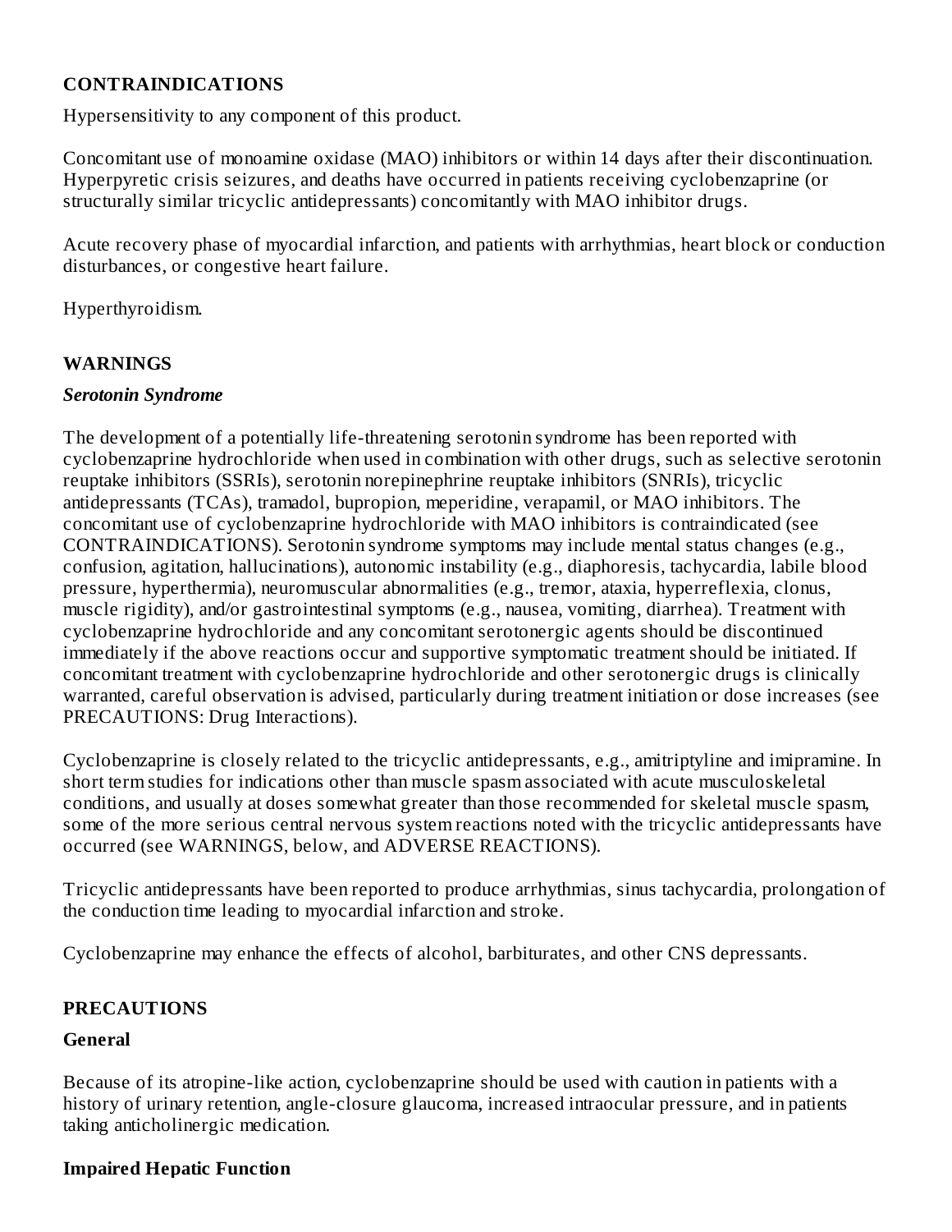## CONTRAINDICATIONS

Hypersensitivity to any component of this product.

Concomitant use of monoamine oxidase (MAO) inhibitors or within 14 days after their discontinuation. Hyperpyretic crisis seizures, and deaths have occurred in patients receiving cyclobenzaprine (or structurally similar tricyclic antidepressants) concomitantly with MAO inhibitor drugs.

Acute recovery phase of myocardial infarction, and patients with arrhythmias, heart block or conduction disturbances, or congestive heart failure.

Hyperthyroidism.

## WARNINGS

### *Serotonin Syndrome*

The development of a potentially life-threatening serotonin syndrome has been reported with cyclobenzaprine hydrochloride when used in combination with other drugs, such as selective serotonin reuptake inhibitors (SSRIs), serotonin norepinephrine reuptake inhibitors (SNRIs), tricyclic antidepressants (TCAs), tramadol, bupropion, meperidine, verapamil, or MAO inhibitors. The concomitant use of cyclobenzaprine hydrochloride with MAO inhibitors is contraindicated (see CONTRAINDICATIONS). Serotonin syndrome symptoms may include mental status changes (e.g., confusion, agitation, hallucinations), autonomic instability (e.g., diaphoresis, tachycardia, labile blood pressure, hyperthermia), neuromuscular abnormalities (e.g., tremor, ataxia, hyperreflexia, clonus, muscle rigidity), and/or gastrointestinal symptoms (e.g., nausea, vomiting, diarrhea). Treatment with cyclobenzaprine hydrochloride and any concomitant serotonergic agents should be discontinued immediately if the above reactions occur and supportive symptomatic treatment should be initiated. If concomitant treatment with cyclobenzaprine hydrochloride and other serotonergic drugs is clinically warranted, careful observation is advised, particularly during treatment initiation or dose increases (see PRECAUTIONS: Drug Interactions).

Cyclobenzaprine is closely related to the tricyclic antidepressants, e.g., amitriptyline and imipramine. In short term studies for indications other than muscle spasm associated with acute musculoskeletal conditions, and usually at doses somewhat greater than those recommended for skeletal muscle spasm, some of the more serious central nervous system reactions noted with the tricyclic antidepressants have occurred (see WARNINGS, below, and ADVERSE REACTIONS).

Tricyclic antidepressants have been reported to produce arrhythmias, sinus tachycardia, prolongation of the conduction time leading to myocardial infarction and stroke.

Cyclobenzaprine may enhance the effects of alcohol, barbiturates, and other CNS depressants.

## PRECAUTIONS

### General

Because of its atropine-like action, cyclobenzaprine should be used with caution in patients with a history of urinary retention, angle-closure glaucoma, increased intraocular pressure, and in patients taking anticholinergic medication.

### Impaired Hepatic Function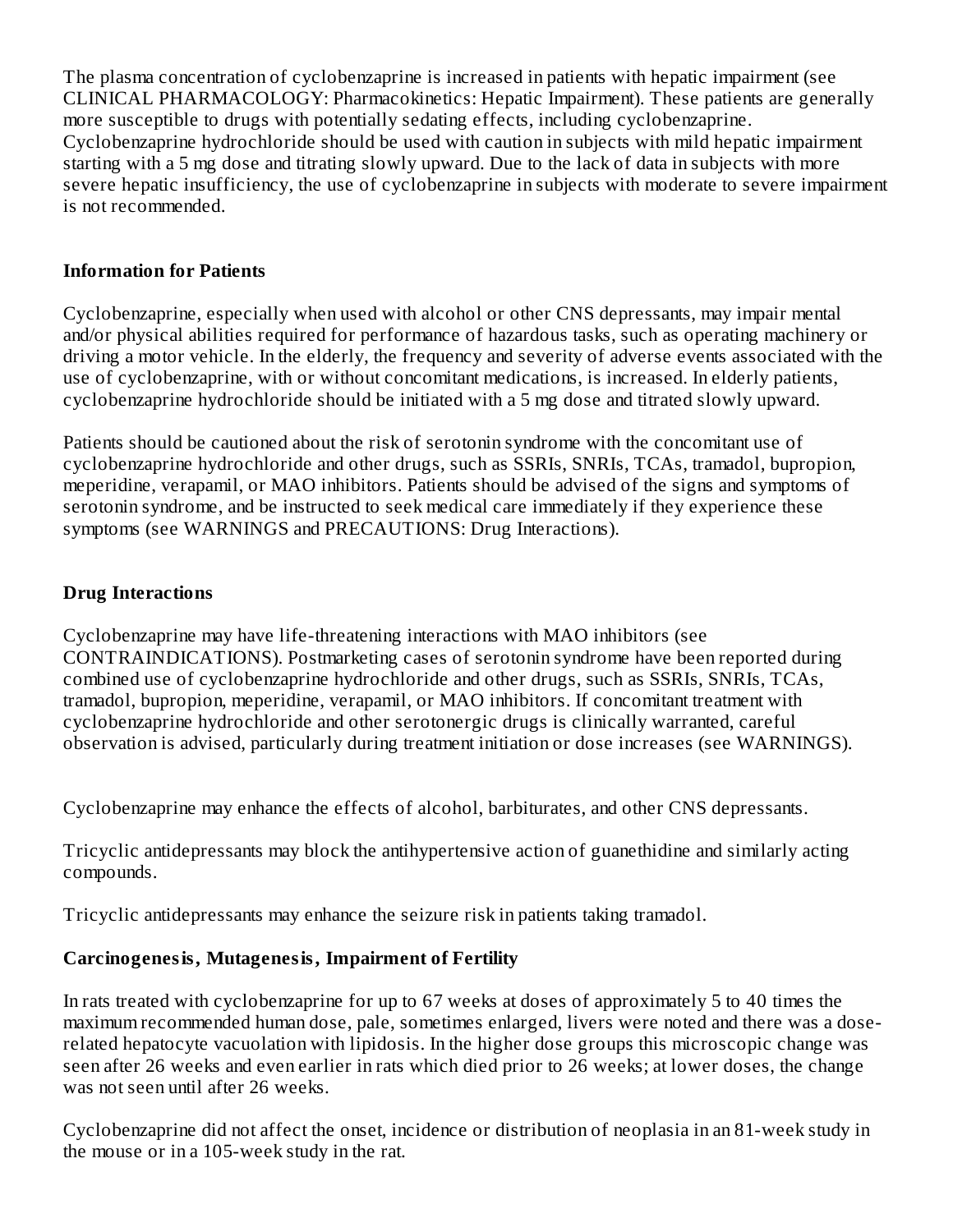The plasma concentration of cyclobenzaprine is increased in patients with hepatic impairment (see CLINICAL PHARMACOLOGY: Pharmacokinetics: Hepatic Impairment). These patients are generally more susceptible to drugs with potentially sedating effects, including cyclobenzaprine. Cyclobenzaprine hydrochloride should be used with caution in subjects with mild hepatic impairment starting with a 5 mg dose and titrating slowly upward. Due to the lack of data in subjects with more severe hepatic insufficiency, the use of cyclobenzaprine in subjects with moderate to severe impairment is not recommended.

### Information for Patients

Cyclobenzaprine, especially when used with alcohol or other CNS depressants, may impair mental and/or physical abilities required for performance of hazardous tasks, such as operating machinery or driving a motor vehicle. In the elderly, the frequency and severity of adverse events associated with the use of cyclobenzaprine, with or without concomitant medications, is increased. In elderly patients, cyclobenzaprine hydrochloride should be initiated with a 5 mg dose and titrated slowly upward.

Patients should be cautioned about the risk of serotonin syndrome with the concomitant use of cyclobenzaprine hydrochloride and other drugs, such as SSRIs, SNRIs, TCAs, tramadol, bupropion, meperidine, verapamil, or MAO inhibitors. Patients should be advised of the signs and symptoms of serotonin syndrome, and be instructed to seek medical care immediately if they experience these symptoms (see WARNINGS and PRECAUTIONS: Drug Interactions).

### Drug Interactions

Cyclobenzaprine may have life-threatening interactions with MAO inhibitors (see CONTRAINDICATIONS). Postmarketing cases of serotonin syndrome have been reported during combined use of cyclobenzaprine hydrochloride and other drugs, such as SSRIs, SNRIs, TCAs, tramadol, bupropion, meperidine, verapamil, or MAO inhibitors. If concomitant treatment with cyclobenzaprine hydrochloride and other serotonergic drugs is clinically warranted, careful observation is advised, particularly during treatment initiation or dose increases (see WARNINGS).

Cyclobenzaprine may enhance the effects of alcohol, barbiturates, and other CNS depressants.

Tricyclic antidepressants may block the antihypertensive action of guanethidine and similarly acting compounds.

Tricyclic antidepressants may enhance the seizure risk in patients taking tramadol.

### Carcinogenesis, Mutagenesis, Impairment of Fertility

In rats treated with cyclobenzaprine for up to 67 weeks at doses of approximately 5 to 40 times the maximum recommended human dose, pale, sometimes enlarged, livers were noted and there was a dose-related hepatocyte vacuolation with lipidosis. In the higher dose groups this microscopic change was seen after 26 weeks and even earlier in rats which died prior to 26 weeks; at lower doses, the change was not seen until after 26 weeks.

Cyclobenzaprine did not affect the onset, incidence or distribution of neoplasia in an 81-week study in the mouse or in a 105-week study in the rat.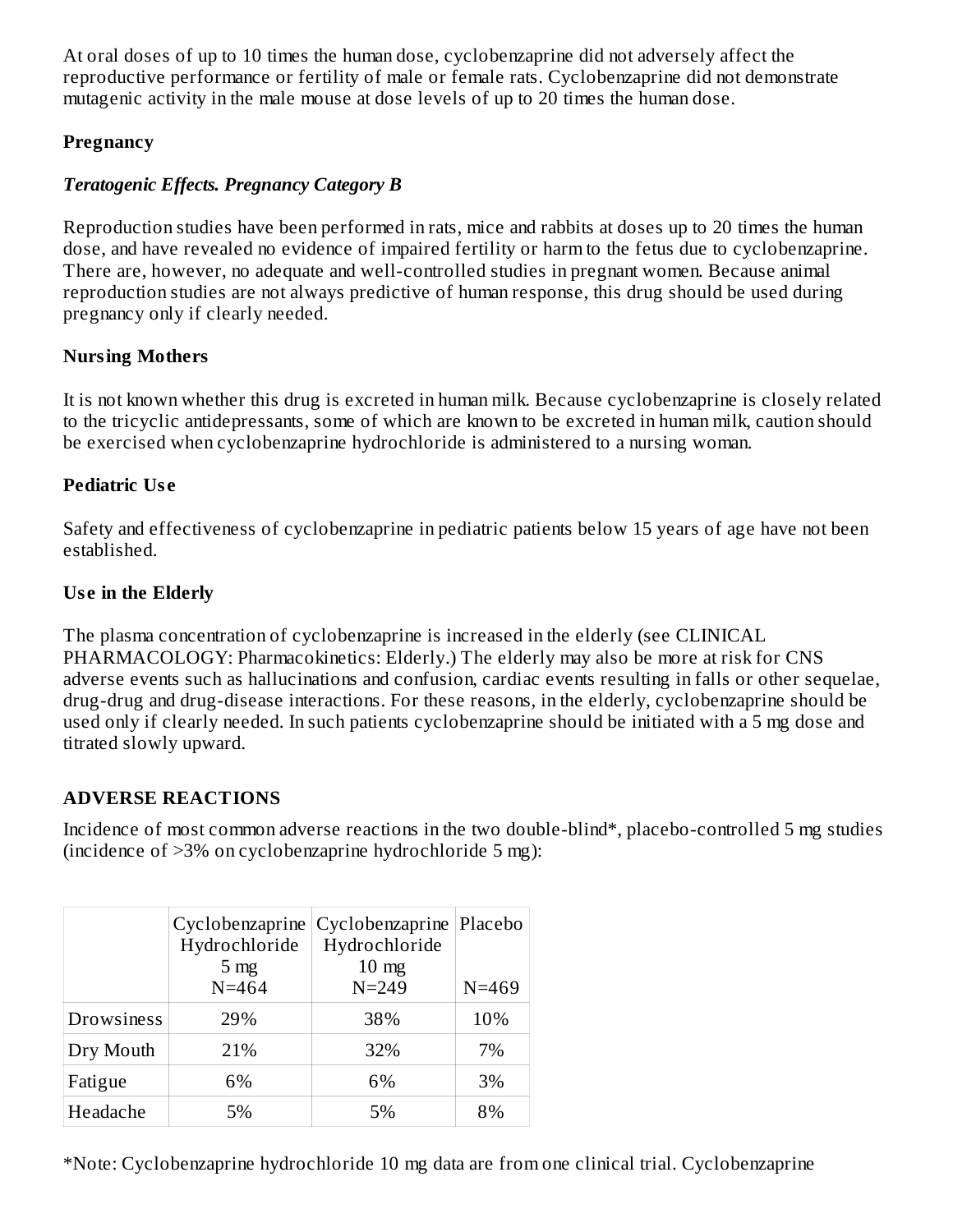At oral doses of up to 10 times the human dose, cyclobenzaprine did not adversely affect the reproductive performance or fertility of male or female rats. Cyclobenzaprine did not demonstrate mutagenic activity in the male mouse at dose levels of up to 20 times the human dose.

### Pregnancy

***Teratogenic Effects. Pregnancy Category B***

Reproduction studies have been performed in rats, mice and rabbits at doses up to 20 times the human dose, and have revealed no evidence of impaired fertility or harm to the fetus due to cyclobenzaprine. There are, however, no adequate and well-controlled studies in pregnant women. Because animal reproduction studies are not always predictive of human response, this drug should be used during pregnancy only if clearly needed.

### Nursing Mothers

It is not known whether this drug is excreted in human milk. Because cyclobenzaprine is closely related to the tricyclic antidepressants, some of which are known to be excreted in human milk, caution should be exercised when cyclobenzaprine hydrochloride is administered to a nursing woman.

### Pediatric Use

Safety and effectiveness of cyclobenzaprine in pediatric patients below 15 years of age have not been established.

### Use in the Elderly

The plasma concentration of cyclobenzaprine is increased in the elderly (see CLINICAL PHARMACOLOGY: Pharmacokinetics: Elderly.) The elderly may also be more at risk for CNS adverse events such as hallucinations and confusion, cardiac events resulting in falls or other sequelae, drug-drug and drug-disease interactions. For these reasons, in the elderly, cyclobenzaprine should be used only if clearly needed. In such patients cyclobenzaprine should be initiated with a 5 mg dose and titrated slowly upward.

## ADVERSE REACTIONS

Incidence of most common adverse reactions in the two double-blind*, placebo-controlled 5 mg studies (incidence of >3% on cyclobenzaprine hydrochloride 5 mg):

| | Cyclobenzaprine Hydrochloride 5 mg N=464 | Cyclobenzaprine Hydrochloride 10 mg N=249 | Placebo N=469 |
|---|---|---|---|
| Drowsiness | 29% | 38% | 10% |
| Dry Mouth | 21% | 32% | 7% |
| Fatigue | 6% | 6% | 3% |
| Headache | 5% | 5% | 8% |

*Note: Cyclobenzaprine hydrochloride 10 mg data are from one clinical trial. Cyclobenzaprine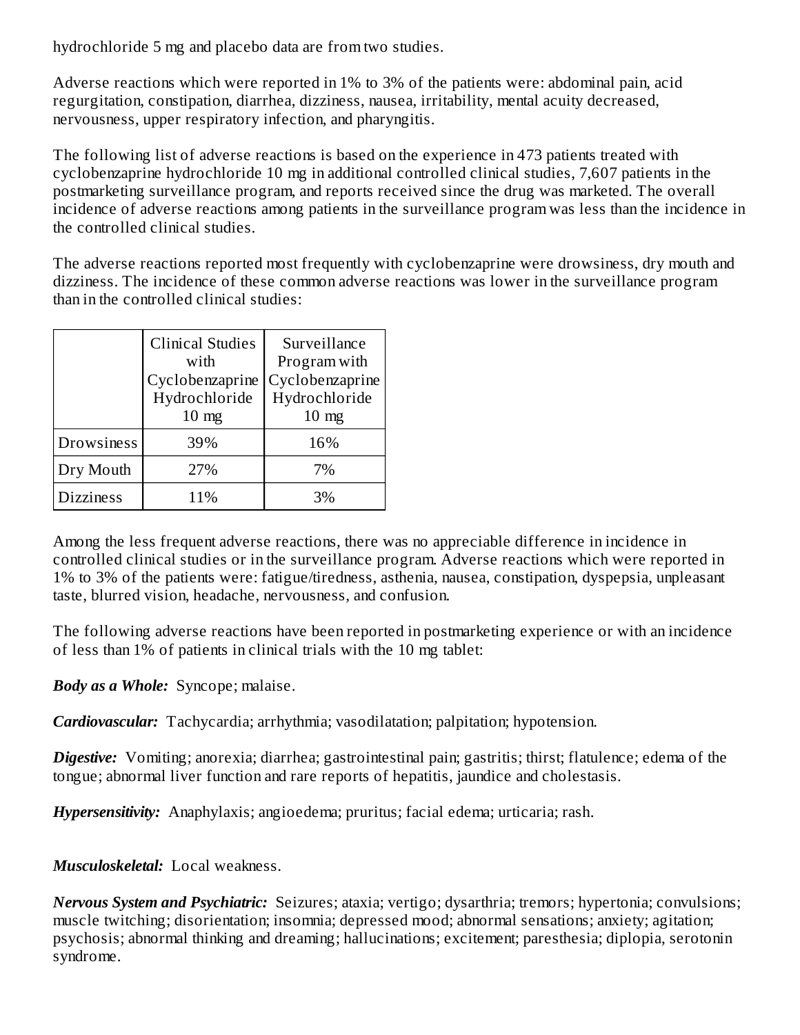hydrochloride 5 mg and placebo data are from two studies.

Adverse reactions which were reported in 1% to 3% of the patients were: abdominal pain, acid regurgitation, constipation, diarrhea, dizziness, nausea, irritability, mental acuity decreased, nervousness, upper respiratory infection, and pharyngitis.

The following list of adverse reactions is based on the experience in 473 patients treated with cyclobenzaprine hydrochloride 10 mg in additional controlled clinical studies, 7,607 patients in the postmarketing surveillance program, and reports received since the drug was marketed. The overall incidence of adverse reactions among patients in the surveillance program was less than the incidence in the controlled clinical studies.

The adverse reactions reported most frequently with cyclobenzaprine were drowsiness, dry mouth and dizziness. The incidence of these common adverse reactions was lower in the surveillance program than in the controlled clinical studies:

| | Clinical Studies with Cyclobenzaprine Hydrochloride 10 mg | Surveillance Program with Cyclobenzaprine Hydrochloride 10 mg |
|---|---|---|
| Drowsiness | 39% | 16% |
| Dry Mouth | 27% | 7% |
| Dizziness | 11% | 3% |

Among the less frequent adverse reactions, there was no appreciable difference in incidence in controlled clinical studies or in the surveillance program. Adverse reactions which were reported in 1% to 3% of the patients were: fatigue/tiredness, asthenia, nausea, constipation, dyspepsia, unpleasant taste, blurred vision, headache, nervousness, and confusion.

The following adverse reactions have been reported in postmarketing experience or with an incidence of less than 1% of patients in clinical trials with the 10 mg tablet:

***Body as a Whole:*** Syncope; malaise.

***Cardiovascular:*** Tachycardia; arrhythmia; vasodilatation; palpitation; hypotension.

***Digestive:*** Vomiting; anorexia; diarrhea; gastrointestinal pain; gastritis; thirst; flatulence; edema of the tongue; abnormal liver function and rare reports of hepatitis, jaundice and cholestasis.

***Hypersensitivity:*** Anaphylaxis; angioedema; pruritus; facial edema; urticaria; rash.

***Musculoskeletal:*** Local weakness.

***Nervous System and Psychiatric:*** Seizures; ataxia; vertigo; dysarthria; tremors; hypertonia; convulsions; muscle twitching; disorientation; insomnia; depressed mood; abnormal sensations; anxiety; agitation; psychosis; abnormal thinking and dreaming; hallucinations; excitement; paresthesia; diplopia, serotonin syndrome.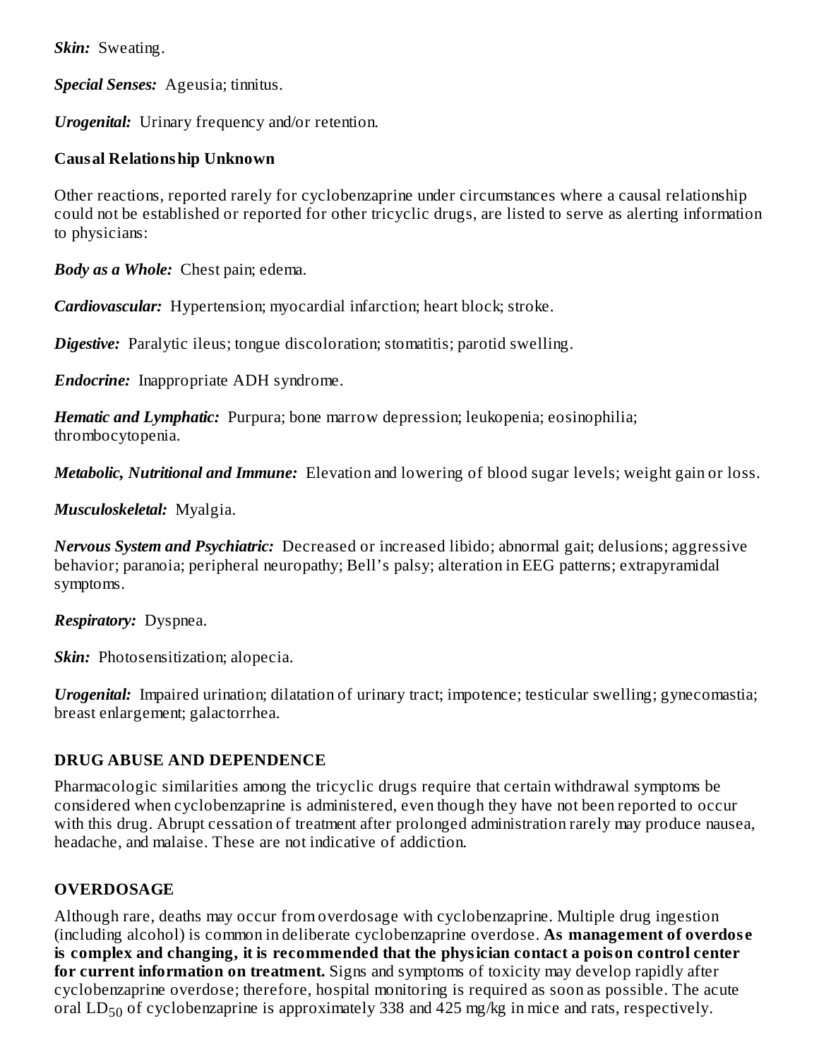***Skin:*** Sweating.

***Special Senses:*** Ageusia; tinnitus.

***Urogenital:*** Urinary frequency and/or retention.

**Causal Relationship Unknown**

Other reactions, reported rarely for cyclobenzaprine under circumstances where a causal relationship could not be established or reported for other tricyclic drugs, are listed to serve as alerting information to physicians:

***Body as a Whole:*** Chest pain; edema.

***Cardiovascular:*** Hypertension; myocardial infarction; heart block; stroke.

***Digestive:*** Paralytic ileus; tongue discoloration; stomatitis; parotid swelling.

***Endocrine:*** Inappropriate ADH syndrome.

***Hematic and Lymphatic:*** Purpura; bone marrow depression; leukopenia; eosinophilia; thrombocytopenia.

***Metabolic, Nutritional and Immune:*** Elevation and lowering of blood sugar levels; weight gain or loss.

***Musculoskeletal:*** Myalgia.

***Nervous System and Psychiatric:*** Decreased or increased libido; abnormal gait; delusions; aggressive behavior; paranoia; peripheral neuropathy; Bell's palsy; alteration in EEG patterns; extrapyramidal symptoms.

***Respiratory:*** Dyspnea.

***Skin:*** Photosensitization; alopecia.

***Urogenital:*** Impaired urination; dilatation of urinary tract; impotence; testicular swelling; gynecomastia; breast enlargement; galactorrhea.

## DRUG ABUSE AND DEPENDENCE

Pharmacologic similarities among the tricyclic drugs require that certain withdrawal symptoms be considered when cyclobenzaprine is administered, even though they have not been reported to occur with this drug. Abrupt cessation of treatment after prolonged administration rarely may produce nausea, headache, and malaise. These are not indicative of addiction.

## OVERDOSAGE

Although rare, deaths may occur from overdosage with cyclobenzaprine. Multiple drug ingestion (including alcohol) is common in deliberate cyclobenzaprine overdose. **As management of overdose is complex and changing, it is recommended that the physician contact a poison control center for current information on treatment.** Signs and symptoms of toxicity may develop rapidly after cyclobenzaprine overdose; therefore, hospital monitoring is required as soon as possible. The acute oral $LD_{50}$ of cyclobenzaprine is approximately 338 and 425 mg/kg in mice and rats, respectively.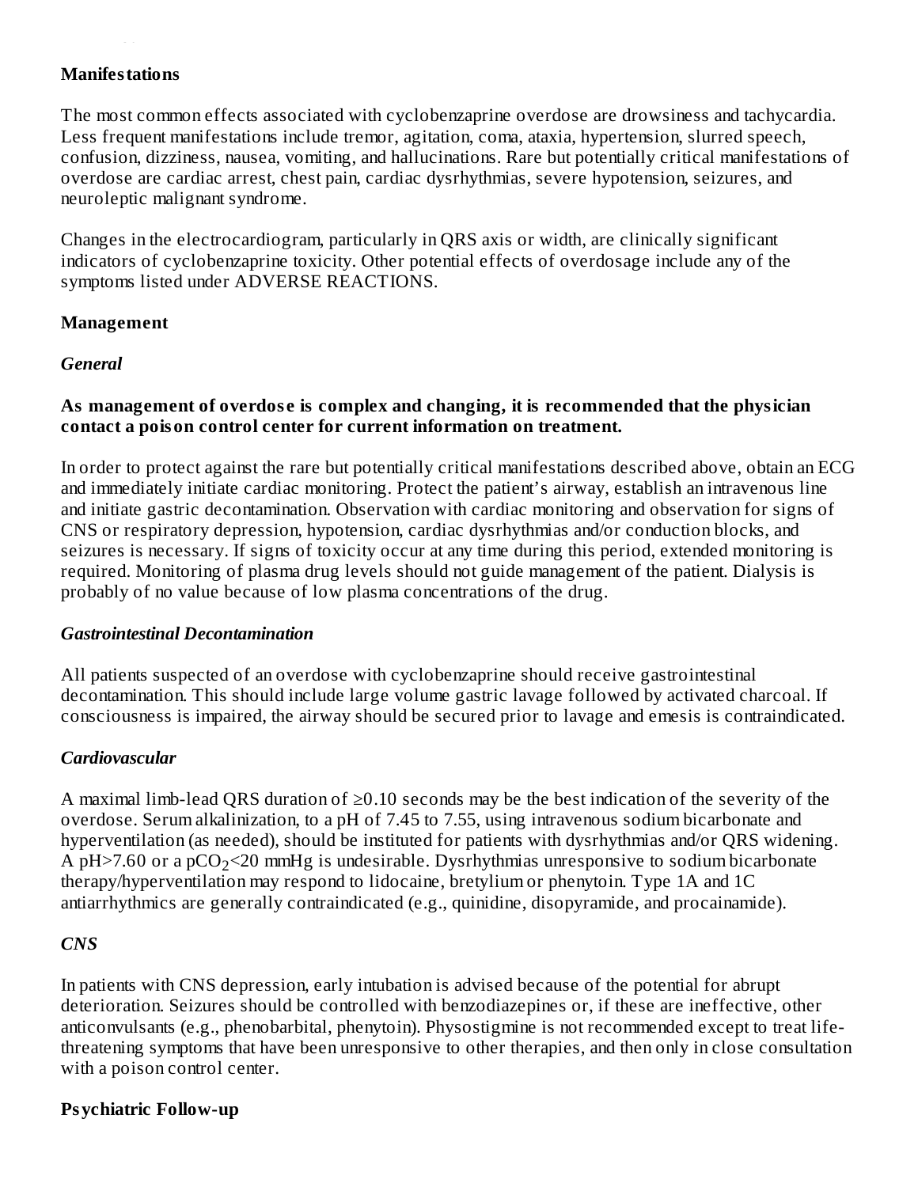**Manifestations**

The most common effects associated with cyclobenzaprine overdose are drowsiness and tachycardia. Less frequent manifestations include tremor, agitation, coma, ataxia, hypertension, slurred speech, confusion, dizziness, nausea, vomiting, and hallucinations. Rare but potentially critical manifestations of overdose are cardiac arrest, chest pain, cardiac dysrhythmias, severe hypotension, seizures, and neuroleptic malignant syndrome.

Changes in the electrocardiogram, particularly in QRS axis or width, are clinically significant indicators of cyclobenzaprine toxicity. Other potential effects of overdosage include any of the symptoms listed under ADVERSE REACTIONS.

**Management**

***General***

**As management of overdose is complex and changing, it is recommended that the physician contact a poison control center for current information on treatment.**

In order to protect against the rare but potentially critical manifestations described above, obtain an ECG and immediately initiate cardiac monitoring. Protect the patient's airway, establish an intravenous line and initiate gastric decontamination. Observation with cardiac monitoring and observation for signs of CNS or respiratory depression, hypotension, cardiac dysrhythmias and/or conduction blocks, and seizures is necessary. If signs of toxicity occur at any time during this period, extended monitoring is required. Monitoring of plasma drug levels should not guide management of the patient. Dialysis is probably of no value because of low plasma concentrations of the drug.

***Gastrointestinal Decontamination***

All patients suspected of an overdose with cyclobenzaprine should receive gastrointestinal decontamination. This should include large volume gastric lavage followed by activated charcoal. If consciousness is impaired, the airway should be secured prior to lavage and emesis is contraindicated.

***Cardiovascular***

A maximal limb-lead QRS duration of ≥0.10 seconds may be the best indication of the severity of the overdose. Serum alkalinization, to a pH of 7.45 to 7.55, using intravenous sodium bicarbonate and hyperventilation (as needed), should be instituted for patients with dysrhythmias and/or QRS widening. A pH>7.60 or a $pCO_2$<20 mmHg is undesirable. Dysrhythmias unresponsive to sodium bicarbonate therapy/hyperventilation may respond to lidocaine, bretylium or phenytoin. Type 1A and 1C antiarrhythmics are generally contraindicated (e.g., quinidine, disopyramide, and procainamide).

***CNS***

In patients with CNS depression, early intubation is advised because of the potential for abrupt deterioration. Seizures should be controlled with benzodiazepines or, if these are ineffective, other anticonvulsants (e.g., phenobarbital, phenytoin). Physostigmine is not recommended except to treat life-threatening symptoms that have been unresponsive to other therapies, and then only in close consultation with a poison control center.

**Psychiatric Follow-up**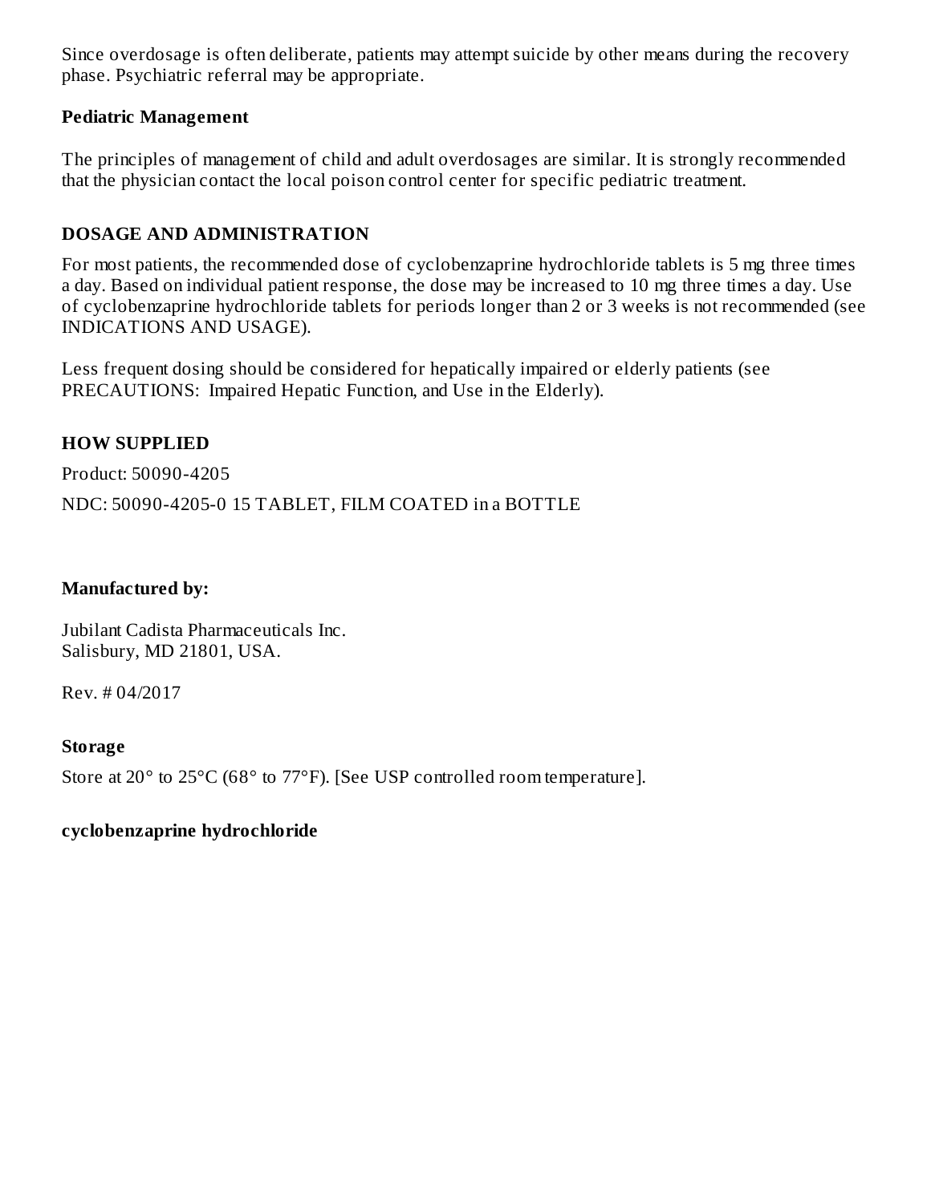Since overdosage is often deliberate, patients may attempt suicide by other means during the recovery phase. Psychiatric referral may be appropriate.

**Pediatric Management**

The principles of management of child and adult overdosages are similar. It is strongly recommended that the physician contact the local poison control center for specific pediatric treatment.

## DOSAGE AND ADMINISTRATION

For most patients, the recommended dose of cyclobenzaprine hydrochloride tablets is 5 mg three times a day. Based on individual patient response, the dose may be increased to 10 mg three times a day. Use of cyclobenzaprine hydrochloride tablets for periods longer than 2 or 3 weeks is not recommended (see INDICATIONS AND USAGE).

Less frequent dosing should be considered for hepatically impaired or elderly patients (see PRECAUTIONS: Impaired Hepatic Function, and Use in the Elderly).

## HOW SUPPLIED

Product: 50090-4205

NDC: 50090-4205-0 15 TABLET, FILM COATED in a BOTTLE

**Manufactured by:**

Jubilant Cadista Pharmaceuticals Inc.
Salisbury, MD 21801, USA.

Rev. # 04/2017

**Storage**

Store at 20° to 25°C (68° to 77°F). [See USP controlled room temperature].

**cyclobenzaprine hydrochloride**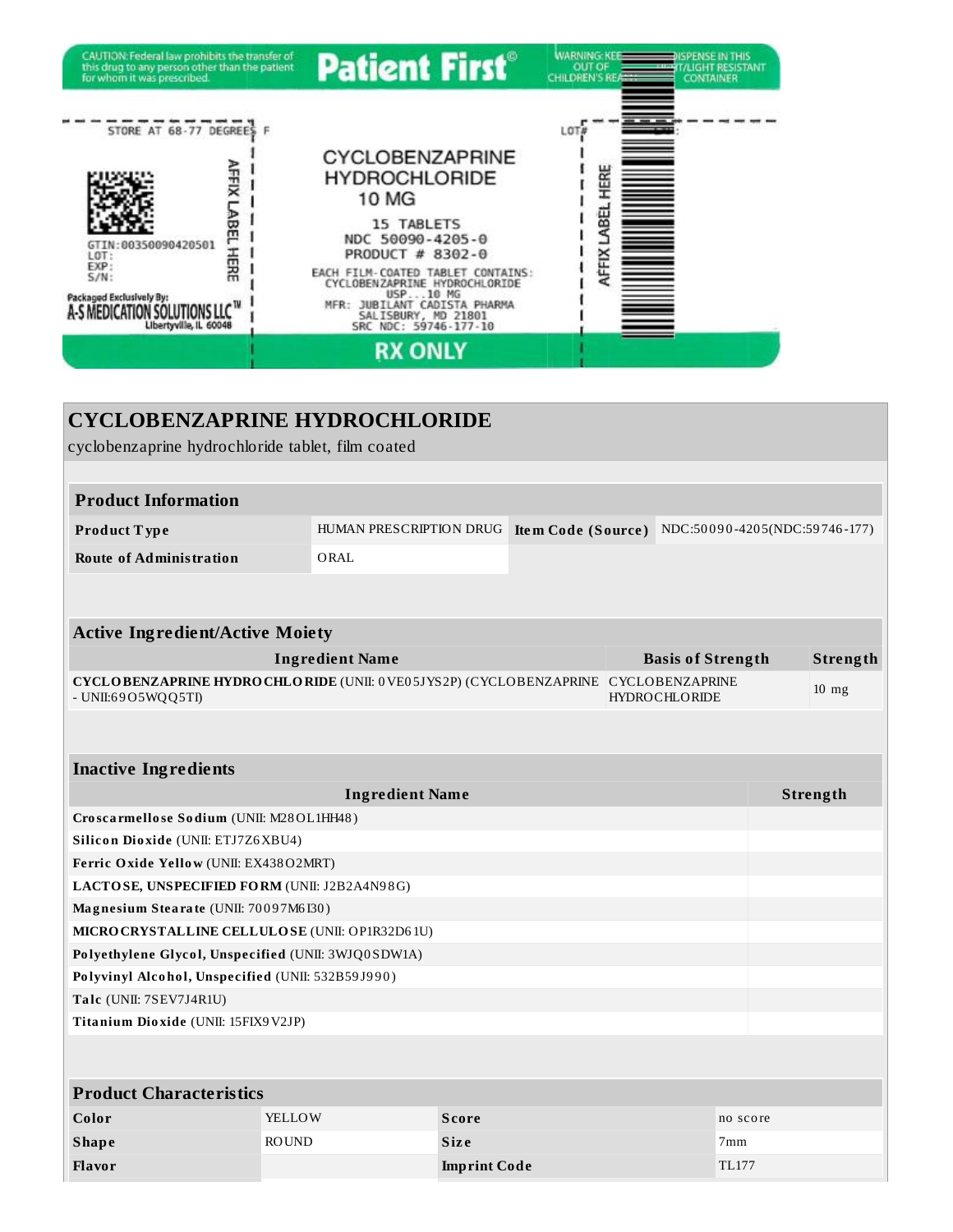CAUTION: Federal law prohibits the transfer of this drug to any person other than the patient for whom it was prescribed.

**Patient First**®

WARNING: KEEP OUT OF CHILDREN'S REACH

DISPENSE IN THIS TIGHT/LIGHT RESISTANT CONTAINER

STORE AT 68-77 DEGREES F

GTIN:00350090420501
LOT:
EXP:
S/N:

AFFIX LABEL HERE

Packaged Exclusively By:
A-S MEDICATION SOLUTIONS LLC™
Libertyville, IL 60048

CYCLOBENZAPRINE HYDROCHLORIDE
10 MG

15 TABLETS
NDC 50090-4205-0
PRODUCT # 8302-0

EACH FILM-COATED TABLET CONTAINS:
CYCLOBENZAPRINE HYDROCHLORIDE
USP...10 MG
MFR: JUBILANT CADISTA PHARMA
SALISBURY, MD 21801
SRC NDC: 59746-177-10

LOT#

AFFIX LABEL HERE

**RX ONLY**

## CYCLOBENZAPRINE HYDROCHLORIDE

cyclobenzaprine hydrochloride tablet, film coated

| **Product Information** | | | |
|---|---|---|---|
| **Product Type** | HUMAN PRESCRIPTION DRUG | **Item Code (Source)** | NDC:50090-4205(NDC:59746-177) |
| **Route of Administration** | ORAL | | |

| **Active Ingredient/Active Moiety** | | |
|---|---|---|
| **Ingredient Name** | **Basis of Strength** | **Strength** |
| **CYCLOBENZAPRINE HYDROCHLORIDE** (UNII: 0VE05JYS2P) (CYCLOBENZAPRINE - UNII:69O5WQQ5TI) | CYCLOBENZAPRINE HYDROCHLORIDE | 10 mg |

| **Inactive Ingredients** | |
|---|---|
| **Ingredient Name** | **Strength** |
| **Croscarmellose Sodium** (UNII: M28OL1HH48) | |
| **Silicon Dioxide** (UNII: ETJ7Z6XBU4) | |
| **Ferric Oxide Yellow** (UNII: EX438O2MRT) | |
| **LACTOSE, UNSPECIFIED FORM** (UNII: J2B2A4N98G) | |
| **Magnesium Stearate** (UNII: 70097M6I30) | |
| **MICROCRYSTALLINE CELLULOSE** (UNII: OP1R32D61U) | |
| **Polyethylene Glycol, Unspecified** (UNII: 3WJQ0SDW1A) | |
| **Polyvinyl Alcohol, Unspecified** (UNII: 532B59J990) | |
| **Talc** (UNII: 7SEV7J4R1U) | |
| **Titanium Dioxide** (UNII: 15FIX9V2JP) | |

| **Product Characteristics** | | | |
|---|---|---|---|
| **Color** | YELLOW | **Score** | no score |
| **Shape** | ROUND | **Size** | 7mm |
| **Flavor** | | **Imprint Code** | TL177 |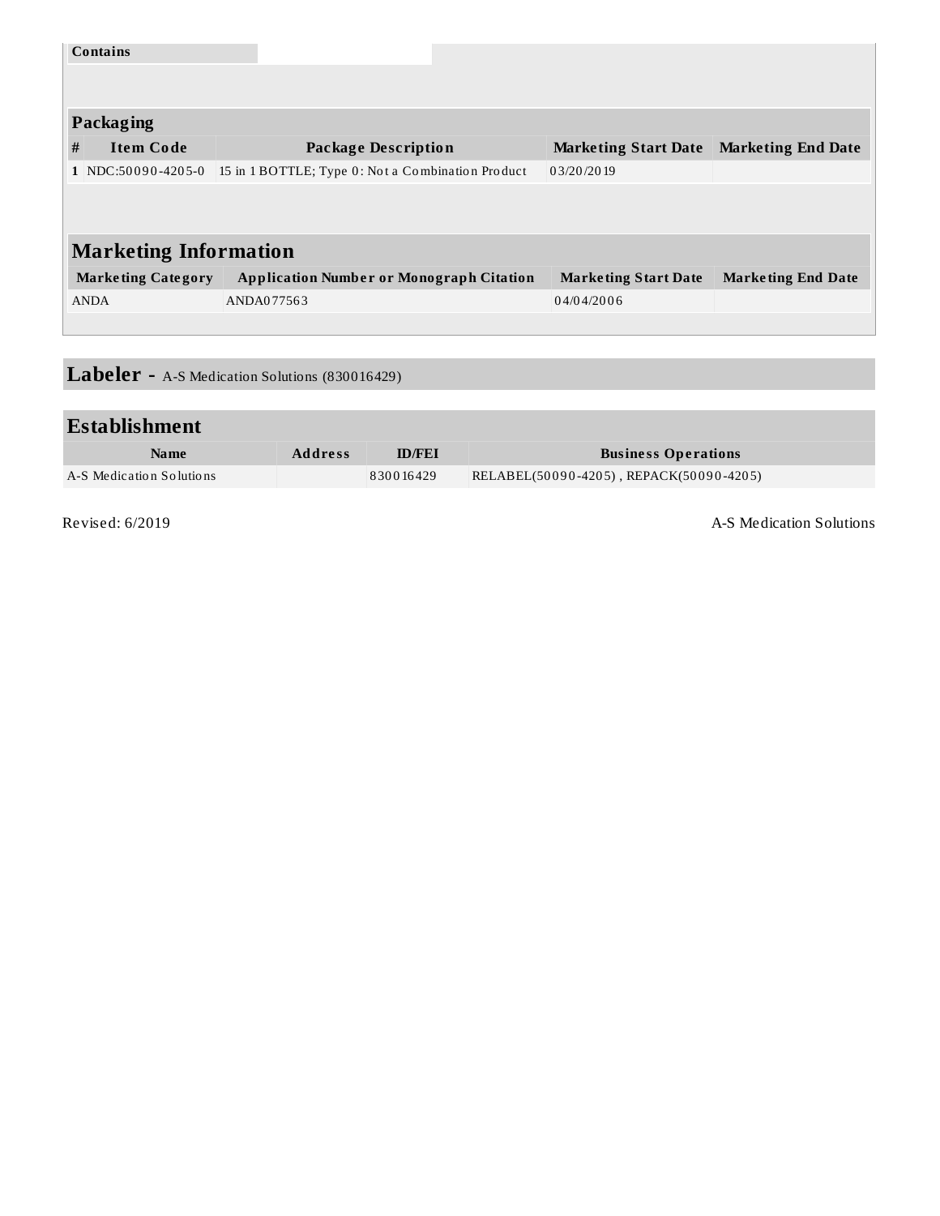| Contains | |
| --- | --- |

### Packaging

| # | Item Code | Package Description | Marketing Start Date | Marketing End Date |
| --- | --- | --- | --- | --- |
| 1 | NDC:50090-4205-0 | 15 in 1 BOTTLE; Type 0: Not a Combination Product | 03/20/2019 | |

### Marketing Information

| Marketing Category | Application Number or Monograph Citation | Marketing Start Date | Marketing End Date |
| --- | --- | --- | --- |
| ANDA | ANDA077563 | 04/04/2006 | |

## Labeler - A-S Medication Solutions (830016429)

## Establishment

| Name | Address | ID/FEI | Business Operations |
| --- | --- | --- | --- |
| A-S Medication Solutions | | 830016429 | RELABEL(50090-4205) , REPACK(50090-4205) |

Revised: 6/2019

A-S Medication Solutions